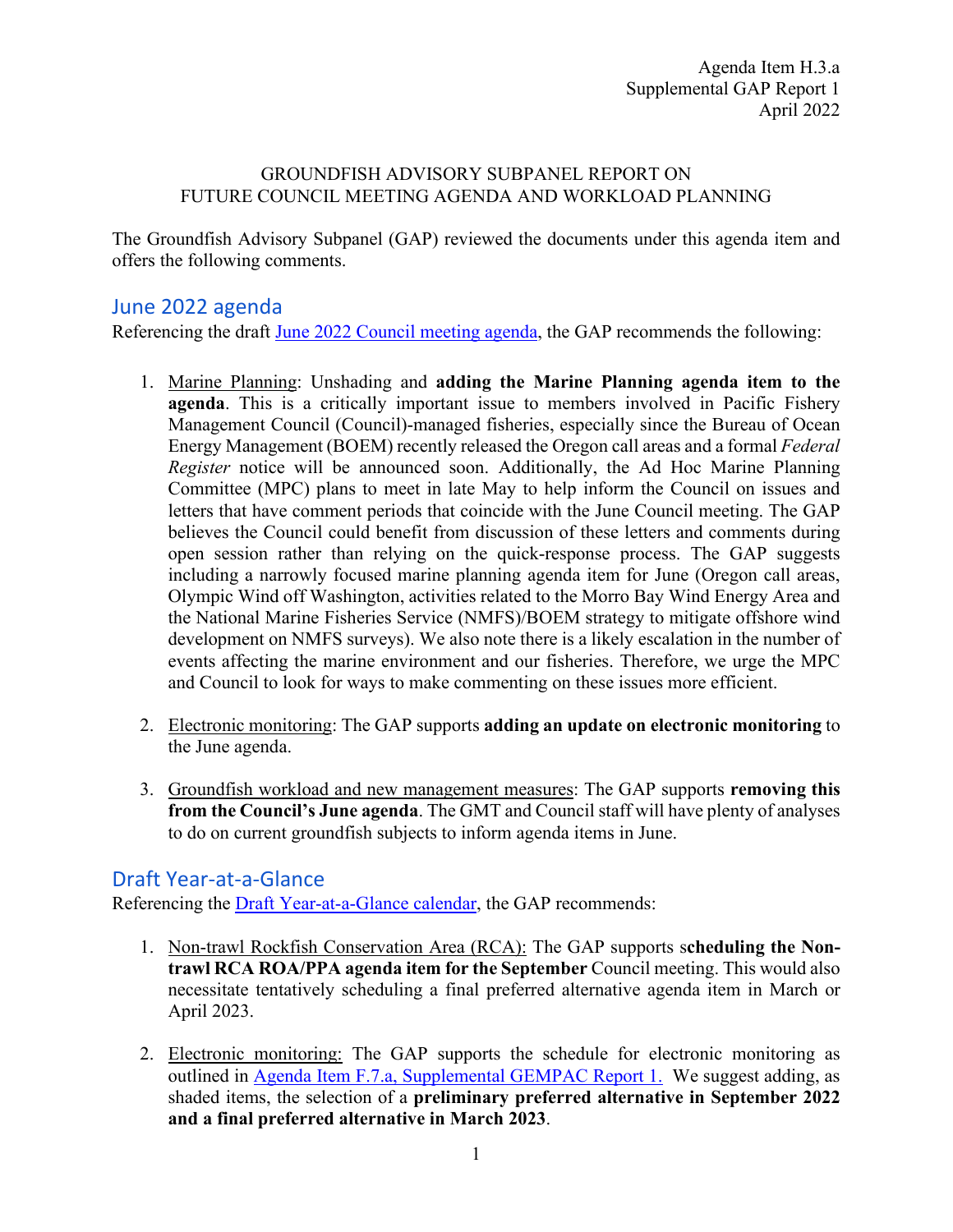Agenda Item H.3.a
Supplemental GAP Report 1
April 2022

GROUNDFISH ADVISORY SUBPANEL REPORT ON
FUTURE COUNCIL MEETING AGENDA AND WORKLOAD PLANNING

The Groundfish Advisory Subpanel (GAP) reviewed the documents under this agenda item and offers the following comments.

## June 2022 agenda

Referencing the draft [June 2022 Council meeting agenda](), the GAP recommends the following:

1. Marine Planning: Unshading and **adding the Marine Planning agenda item to the agenda**. This is a critically important issue to members involved in Pacific Fishery Management Council (Council)-managed fisheries, especially since the Bureau of Ocean Energy Management (BOEM) recently released the Oregon call areas and a formal *Federal Register* notice will be announced soon. Additionally, the Ad Hoc Marine Planning Committee (MPC) plans to meet in late May to help inform the Council on issues and letters that have comment periods that coincide with the June Council meeting. The GAP believes the Council could benefit from discussion of these letters and comments during open session rather than relying on the quick-response process. The GAP suggests including a narrowly focused marine planning agenda item for June (Oregon call areas, Olympic Wind off Washington, activities related to the Morro Bay Wind Energy Area and the National Marine Fisheries Service (NMFS)/BOEM strategy to mitigate offshore wind development on NMFS surveys). We also note there is a likely escalation in the number of events affecting the marine environment and our fisheries. Therefore, we urge the MPC and Council to look for ways to make commenting on these issues more efficient.

2. Electronic monitoring: The GAP supports **adding an update on electronic monitoring** to the June agenda.

3. Groundfish workload and new management measures: The GAP supports **removing this from the Council's June agenda**. The GMT and Council staff will have plenty of analyses to do on current groundfish subjects to inform agenda items in June.

## Draft Year-at-a-Glance

Referencing the [Draft Year-at-a-Glance calendar](), the GAP recommends:

1. Non-trawl Rockfish Conservation Area (RCA): The GAP supports s**cheduling the Non-trawl RCA ROA/PPA agenda item for the September** Council meeting. This would also necessitate tentatively scheduling a final preferred alternative agenda item in March or April 2023.

2. Electronic monitoring: The GAP supports the schedule for electronic monitoring as outlined in [Agenda Item F.7.a, Supplemental GEMPAC Report 1.]() We suggest adding, as shaded items, the selection of a **preliminary preferred alternative in September 2022 and a final preferred alternative in March 2023**.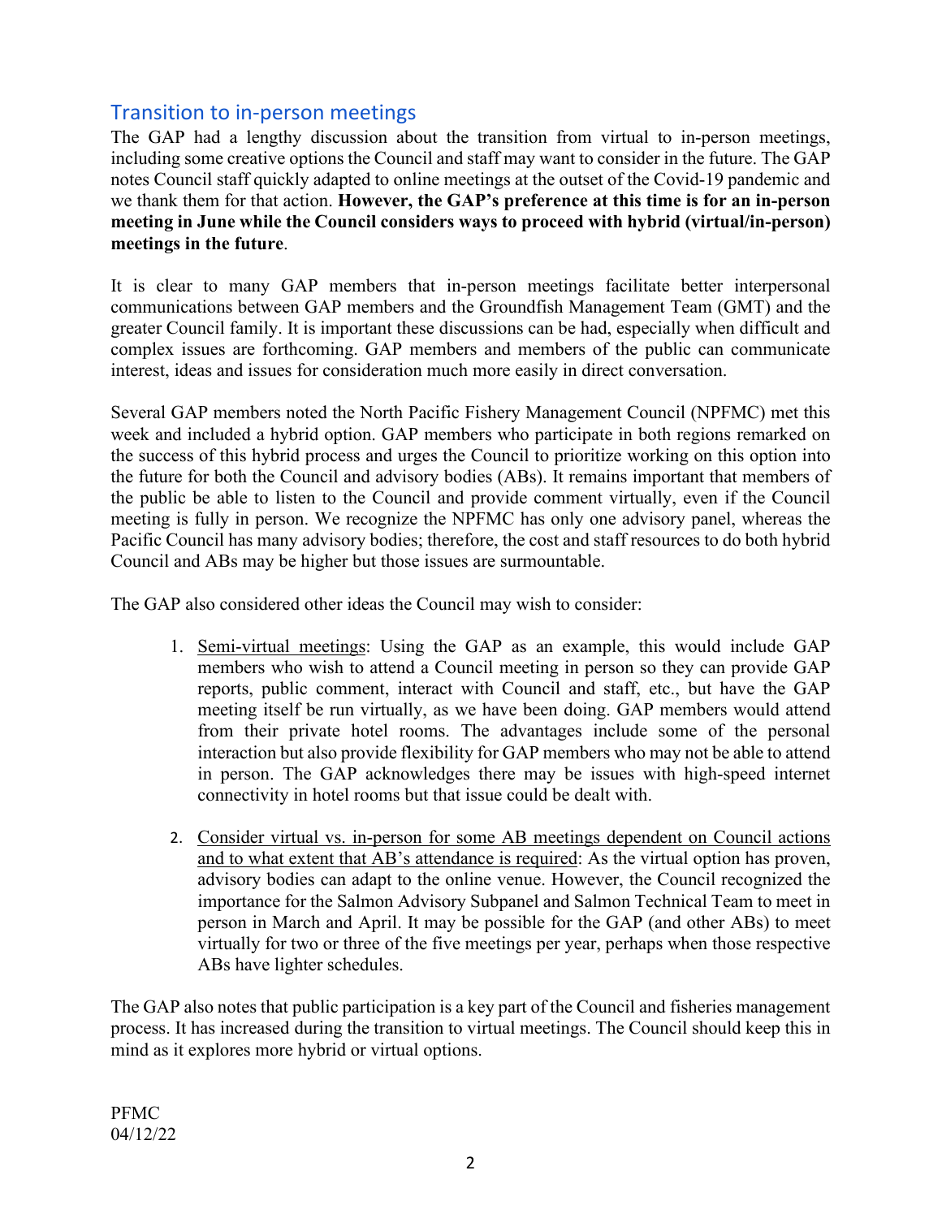## Transition to in-person meetings

The GAP had a lengthy discussion about the transition from virtual to in-person meetings, including some creative options the Council and staff may want to consider in the future. The GAP notes Council staff quickly adapted to online meetings at the outset of the Covid-19 pandemic and we thank them for that action. **However, the GAP's preference at this time is for an in-person meeting in June while the Council considers ways to proceed with hybrid (virtual/in-person) meetings in the future**.

It is clear to many GAP members that in-person meetings facilitate better interpersonal communications between GAP members and the Groundfish Management Team (GMT) and the greater Council family. It is important these discussions can be had, especially when difficult and complex issues are forthcoming. GAP members and members of the public can communicate interest, ideas and issues for consideration much more easily in direct conversation.

Several GAP members noted the North Pacific Fishery Management Council (NPFMC) met this week and included a hybrid option. GAP members who participate in both regions remarked on the success of this hybrid process and urges the Council to prioritize working on this option into the future for both the Council and advisory bodies (ABs). It remains important that members of the public be able to listen to the Council and provide comment virtually, even if the Council meeting is fully in person. We recognize the NPFMC has only one advisory panel, whereas the Pacific Council has many advisory bodies; therefore, the cost and staff resources to do both hybrid Council and ABs may be higher but those issues are surmountable.

The GAP also considered other ideas the Council may wish to consider:

1. <u>Semi-virtual meetings</u>: Using the GAP as an example, this would include GAP members who wish to attend a Council meeting in person so they can provide GAP reports, public comment, interact with Council and staff, etc., but have the GAP meeting itself be run virtually, as we have been doing. GAP members would attend from their private hotel rooms. The advantages include some of the personal interaction but also provide flexibility for GAP members who may not be able to attend in person. The GAP acknowledges there may be issues with high-speed internet connectivity in hotel rooms but that issue could be dealt with.

2. <u>Consider virtual vs. in-person for some AB meetings dependent on Council actions and to what extent that AB's attendance is required</u>: As the virtual option has proven, advisory bodies can adapt to the online venue. However, the Council recognized the importance for the Salmon Advisory Subpanel and Salmon Technical Team to meet in person in March and April. It may be possible for the GAP (and other ABs) to meet virtually for two or three of the five meetings per year, perhaps when those respective ABs have lighter schedules.

The GAP also notes that public participation is a key part of the Council and fisheries management process. It has increased during the transition to virtual meetings. The Council should keep this in mind as it explores more hybrid or virtual options.

PFMC
04/12/22